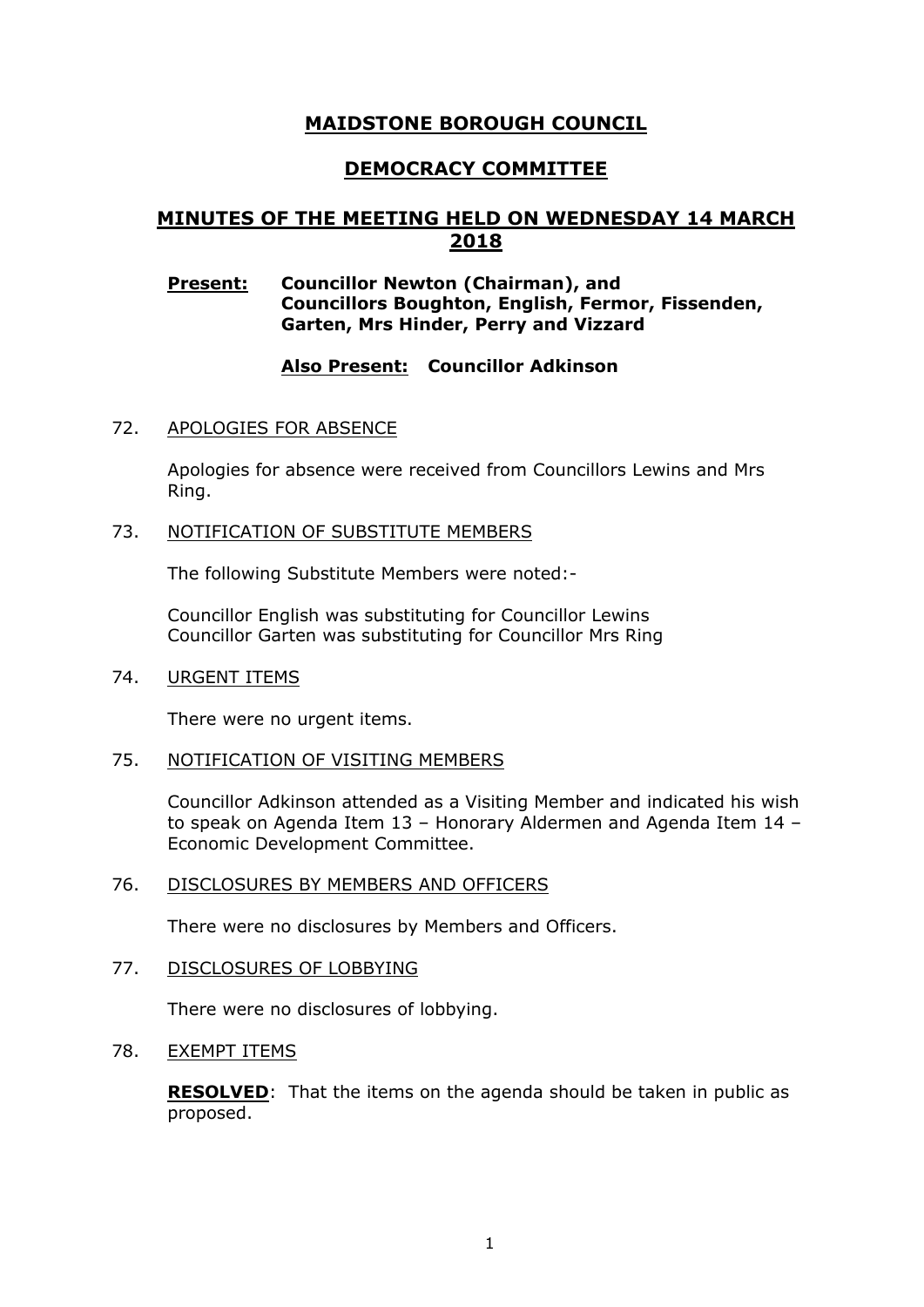# MAIDSTONE BOROUGH COUNCIL

## DEMOCRACY COMMITTEE

## MINUTES OF THE MEETING HELD ON WEDNESDAY 14 MARCH 2018

**Present:** **Councillor Newton (Chairman), and Councillors Boughton, English, Fermor, Fissenden, Garten, Mrs Hinder, Perry and Vizzard**

**Also Present:** **Councillor Adkinson**

72. APOLOGIES FOR ABSENCE

    Apologies for absence were received from Councillors Lewins and Mrs Ring.

73. NOTIFICATION OF SUBSTITUTE MEMBERS

    The following Substitute Members were noted:-

    Councillor English was substituting for Councillor Lewins
    Councillor Garten was substituting for Councillor Mrs Ring

74. URGENT ITEMS

    There were no urgent items.

75. NOTIFICATION OF VISITING MEMBERS

    Councillor Adkinson attended as a Visiting Member and indicated his wish to speak on Agenda Item 13 – Honorary Aldermen and Agenda Item 14 – Economic Development Committee.

76. DISCLOSURES BY MEMBERS AND OFFICERS

    There were no disclosures by Members and Officers.

77. DISCLOSURES OF LOBBYING

    There were no disclosures of lobbying.

78. EXEMPT ITEMS

    **RESOLVED**: That the items on the agenda should be taken in public as proposed.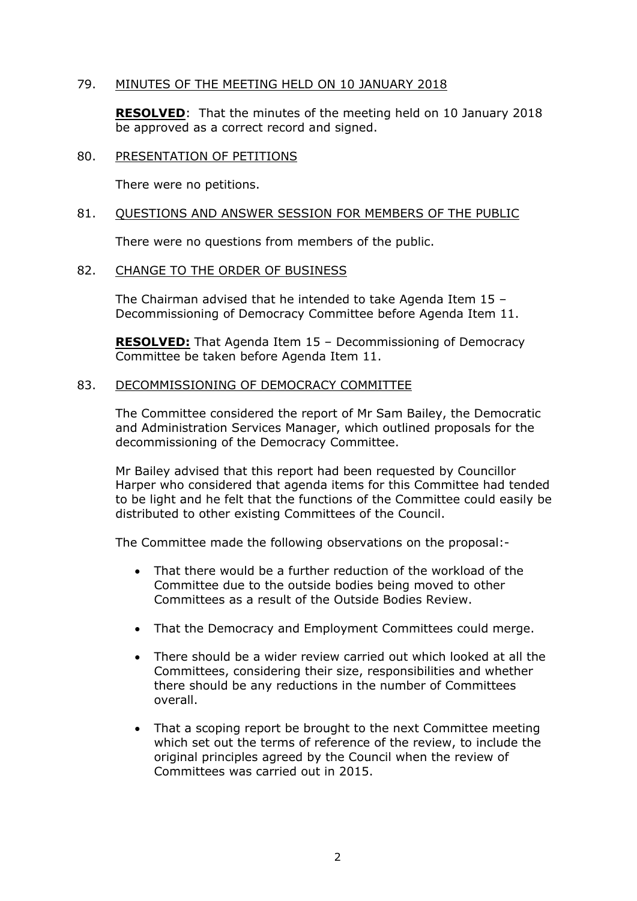## 79. MINUTES OF THE MEETING HELD ON 10 JANUARY 2018

**RESOLVED**: That the minutes of the meeting held on 10 January 2018 be approved as a correct record and signed.

## 80. PRESENTATION OF PETITIONS

There were no petitions.

## 81. QUESTIONS AND ANSWER SESSION FOR MEMBERS OF THE PUBLIC

There were no questions from members of the public.

## 82. CHANGE TO THE ORDER OF BUSINESS

The Chairman advised that he intended to take Agenda Item 15 – Decommissioning of Democracy Committee before Agenda Item 11.

**RESOLVED:** That Agenda Item 15 – Decommissioning of Democracy Committee be taken before Agenda Item 11.

## 83. DECOMMISSIONING OF DEMOCRACY COMMITTEE

The Committee considered the report of Mr Sam Bailey, the Democratic and Administration Services Manager, which outlined proposals for the decommissioning of the Democracy Committee.

Mr Bailey advised that this report had been requested by Councillor Harper who considered that agenda items for this Committee had tended to be light and he felt that the functions of the Committee could easily be distributed to other existing Committees of the Council.

The Committee made the following observations on the proposal:-

- That there would be a further reduction of the workload of the Committee due to the outside bodies being moved to other Committees as a result of the Outside Bodies Review.
- That the Democracy and Employment Committees could merge.
- There should be a wider review carried out which looked at all the Committees, considering their size, responsibilities and whether there should be any reductions in the number of Committees overall.
- That a scoping report be brought to the next Committee meeting which set out the terms of reference of the review, to include the original principles agreed by the Council when the review of Committees was carried out in 2015.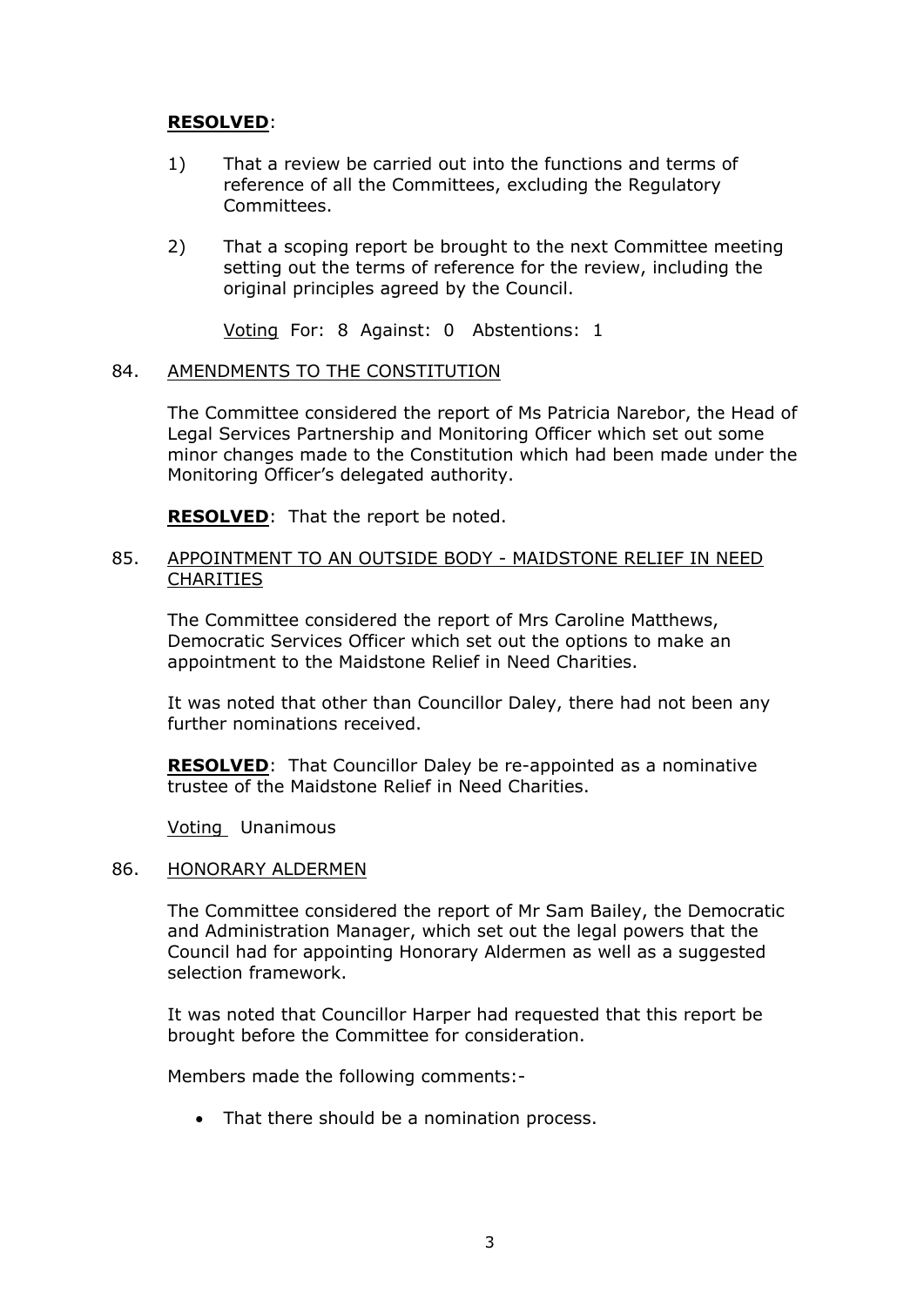**RESOLVED**:

1) That a review be carried out into the functions and terms of reference of all the Committees, excluding the Regulatory Committees.

2) That a scoping report be brought to the next Committee meeting setting out the terms of reference for the review, including the original principles agreed by the Council.

<u>Voting</u> For: 8 Against: 0 Abstentions: 1

84. <u>AMENDMENTS TO THE CONSTITUTION</u>

The Committee considered the report of Ms Patricia Narebor, the Head of Legal Services Partnership and Monitoring Officer which set out some minor changes made to the Constitution which had been made under the Monitoring Officer's delegated authority.

**RESOLVED**: That the report be noted.

85. <u>APPOINTMENT TO AN OUTSIDE BODY - MAIDSTONE RELIEF IN NEED CHARITIES</u>

The Committee considered the report of Mrs Caroline Matthews, Democratic Services Officer which set out the options to make an appointment to the Maidstone Relief in Need Charities.

It was noted that other than Councillor Daley, there had not been any further nominations received.

**RESOLVED**: That Councillor Daley be re-appointed as a nominative trustee of the Maidstone Relief in Need Charities.

<u>Voting</u> Unanimous

86. <u>HONORARY ALDERMEN</u>

The Committee considered the report of Mr Sam Bailey, the Democratic and Administration Manager, which set out the legal powers that the Council had for appointing Honorary Aldermen as well as a suggested selection framework.

It was noted that Councillor Harper had requested that this report be brought before the Committee for consideration.

Members made the following comments:-

- That there should be a nomination process.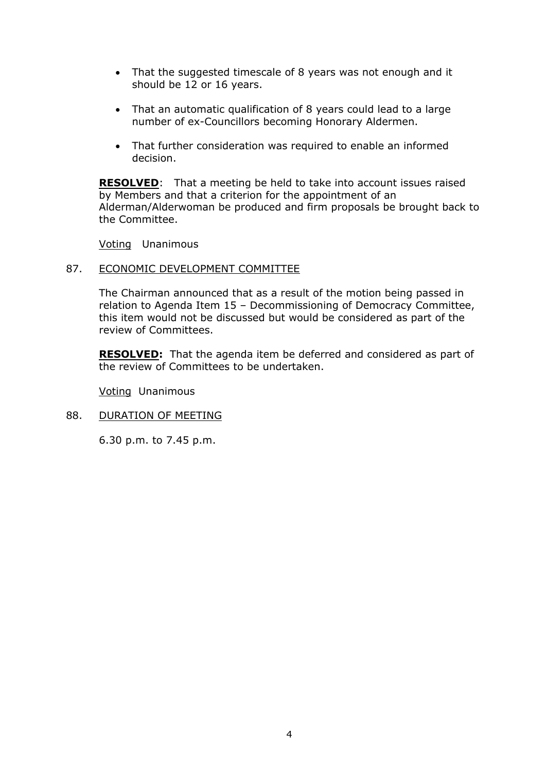- That the suggested timescale of 8 years was not enough and it should be 12 or 16 years.

- That an automatic qualification of 8 years could lead to a large number of ex-Councillors becoming Honorary Aldermen.

- That further consideration was required to enable an informed decision.

**RESOLVED**: That a meeting be held to take into account issues raised by Members and that a criterion for the appointment of an Alderman/Alderwoman be produced and firm proposals be brought back to the Committee.

Voting Unanimous

87. ECONOMIC DEVELOPMENT COMMITTEE

The Chairman announced that as a result of the motion being passed in relation to Agenda Item 15 – Decommissioning of Democracy Committee, this item would not be discussed but would be considered as part of the review of Committees.

**RESOLVED:** That the agenda item be deferred and considered as part of the review of Committees to be undertaken.

Voting Unanimous

88. DURATION OF MEETING

6.30 p.m. to 7.45 p.m.